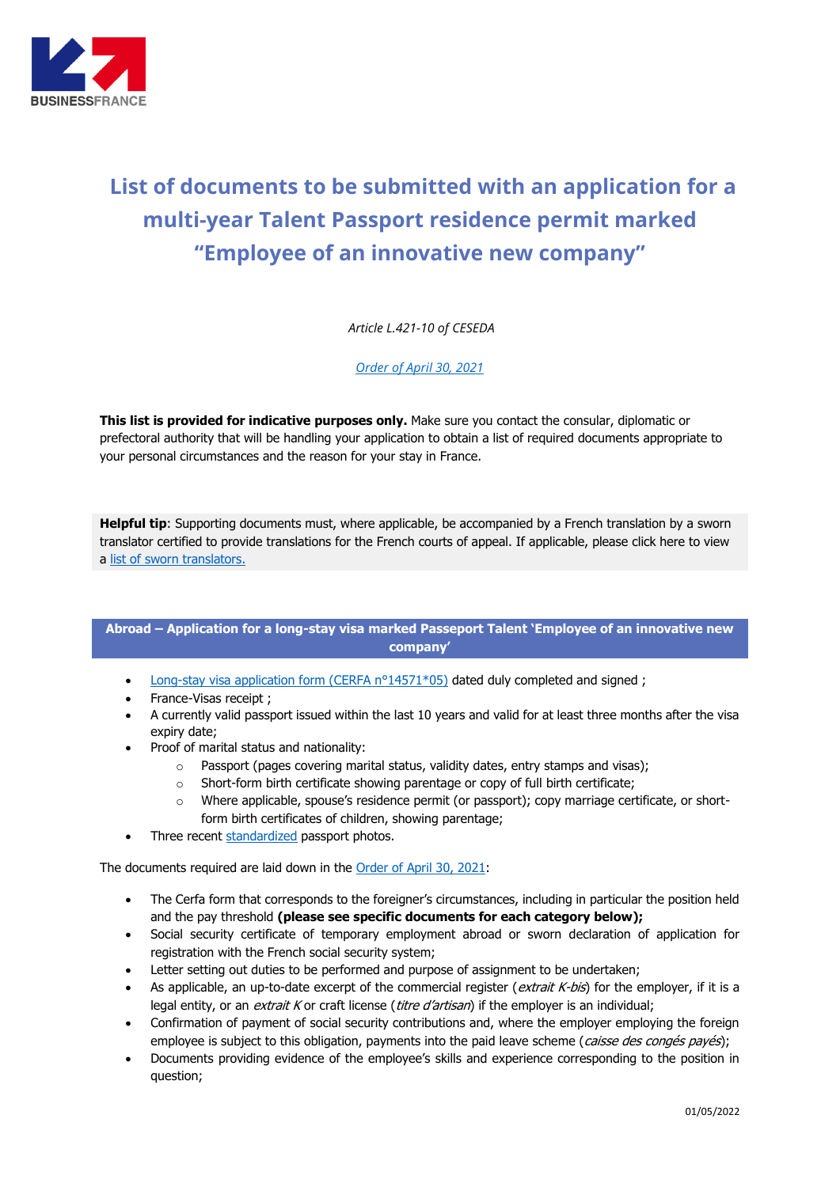# List of documents to be submitted with an application for a multi-year Talent Passport residence permit marked "Employee of an innovative new company"

*Article L.421-10 of CESEDA*

*Order of April 30, 2021*

**This list is provided for indicative purposes only.** Make sure you contact the consular, diplomatic or prefectoral authority that will be handling your application to obtain a list of required documents appropriate to your personal circumstances and the reason for your stay in France.

**Helpful tip**: Supporting documents must, where applicable, be accompanied by a French translation by a sworn translator certified to provide translations for the French courts of appeal. If applicable, please click here to view a list of sworn translators.

## Abroad – Application for a long-stay visa marked Passeport Talent 'Employee of an innovative new company'

- Long-stay visa application form (CERFA n°14571*05) dated duly completed and signed ;
- France-Visas receipt ;
- A currently valid passport issued within the last 10 years and valid for at least three months after the visa expiry date;
- Proof of marital status and nationality:
  - Passport (pages covering marital status, validity dates, entry stamps and visas);
  - Short-form birth certificate showing parentage or copy of full birth certificate;
  - Where applicable, spouse's residence permit (or passport); copy marriage certificate, or short-form birth certificates of children, showing parentage;
- Three recent standardized passport photos.

The documents required are laid down in the Order of April 30, 2021:

- The Cerfa form that corresponds to the foreigner's circumstances, including in particular the position held and the pay threshold **(please see specific documents for each category below);**
- Social security certificate of temporary employment abroad or sworn declaration of application for registration with the French social security system;
- Letter setting out duties to be performed and purpose of assignment to be undertaken;
- As applicable, an up-to-date excerpt of the commercial register (*extrait K-bis*) for the employer, if it is a legal entity, or an *extrait K* or craft license (*titre d'artisan*) if the employer is an individual;
- Confirmation of payment of social security contributions and, where the employer employing the foreign employee is subject to this obligation, payments into the paid leave scheme (*caisse des congés payés*);
- Documents providing evidence of the employee's skills and experience corresponding to the position in question;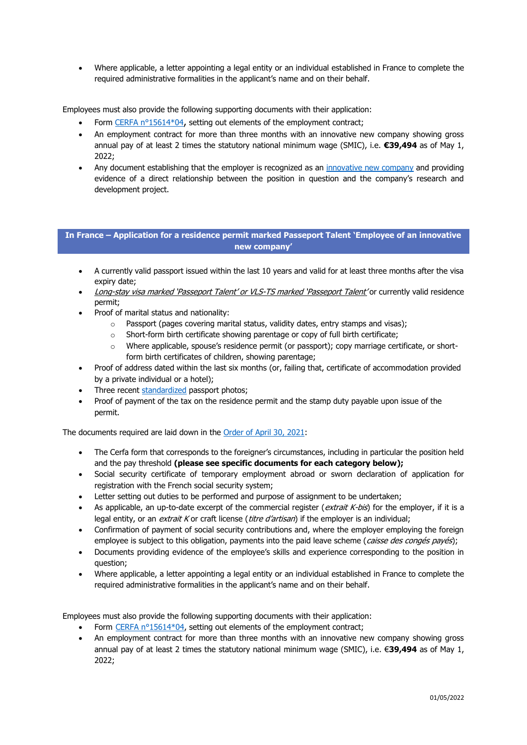- Where applicable, a letter appointing a legal entity or an individual established in France to complete the required administrative formalities in the applicant's name and on their behalf.

Employees must also provide the following supporting documents with their application:

- Form CERFA n°15614*04**,** setting out elements of the employment contract;
- An employment contract for more than three months with an innovative new company showing gross annual pay of at least 2 times the statutory national minimum wage (SMIC), i.e. **€39,494** as of May 1, 2022;
- Any document establishing that the employer is recognized as an innovative new company and providing evidence of a direct relationship between the position in question and the company's research and development project.

## In France – Application for a residence permit marked Passeport Talent 'Employee of an innovative new company'

- A currently valid passport issued within the last 10 years and valid for at least three months after the visa expiry date;
- *Long-stay visa marked 'Passeport Talent' or VLS-TS marked 'Passeport Talent'* or currently valid residence permit;
- Proof of marital status and nationality:
  - Passport (pages covering marital status, validity dates, entry stamps and visas);
  - Short-form birth certificate showing parentage or copy of full birth certificate;
  - Where applicable, spouse's residence permit (or passport); copy marriage certificate, or short-form birth certificates of children, showing parentage;
- Proof of address dated within the last six months (or, failing that, certificate of accommodation provided by a private individual or a hotel);
- Three recent standardized passport photos;
- Proof of payment of the tax on the residence permit and the stamp duty payable upon issue of the permit.

The documents required are laid down in the Order of April 30, 2021:

- The Cerfa form that corresponds to the foreigner's circumstances, including in particular the position held and the pay threshold **(please see specific documents for each category below);**
- Social security certificate of temporary employment abroad or sworn declaration of application for registration with the French social security system;
- Letter setting out duties to be performed and purpose of assignment to be undertaken;
- As applicable, an up-to-date excerpt of the commercial register (*extrait K-bis*) for the employer, if it is a legal entity, or an *extrait K* or craft license (*titre d'artisan*) if the employer is an individual;
- Confirmation of payment of social security contributions and, where the employer employing the foreign employee is subject to this obligation, payments into the paid leave scheme (*caisse des congés payés*);
- Documents providing evidence of the employee's skills and experience corresponding to the position in question;
- Where applicable, a letter appointing a legal entity or an individual established in France to complete the required administrative formalities in the applicant's name and on their behalf.

Employees must also provide the following supporting documents with their application:

- Form CERFA n°15614*04, setting out elements of the employment contract;
- An employment contract for more than three months with an innovative new company showing gross annual pay of at least 2 times the statutory national minimum wage (SMIC), i.e. €**39,494** as of May 1, 2022;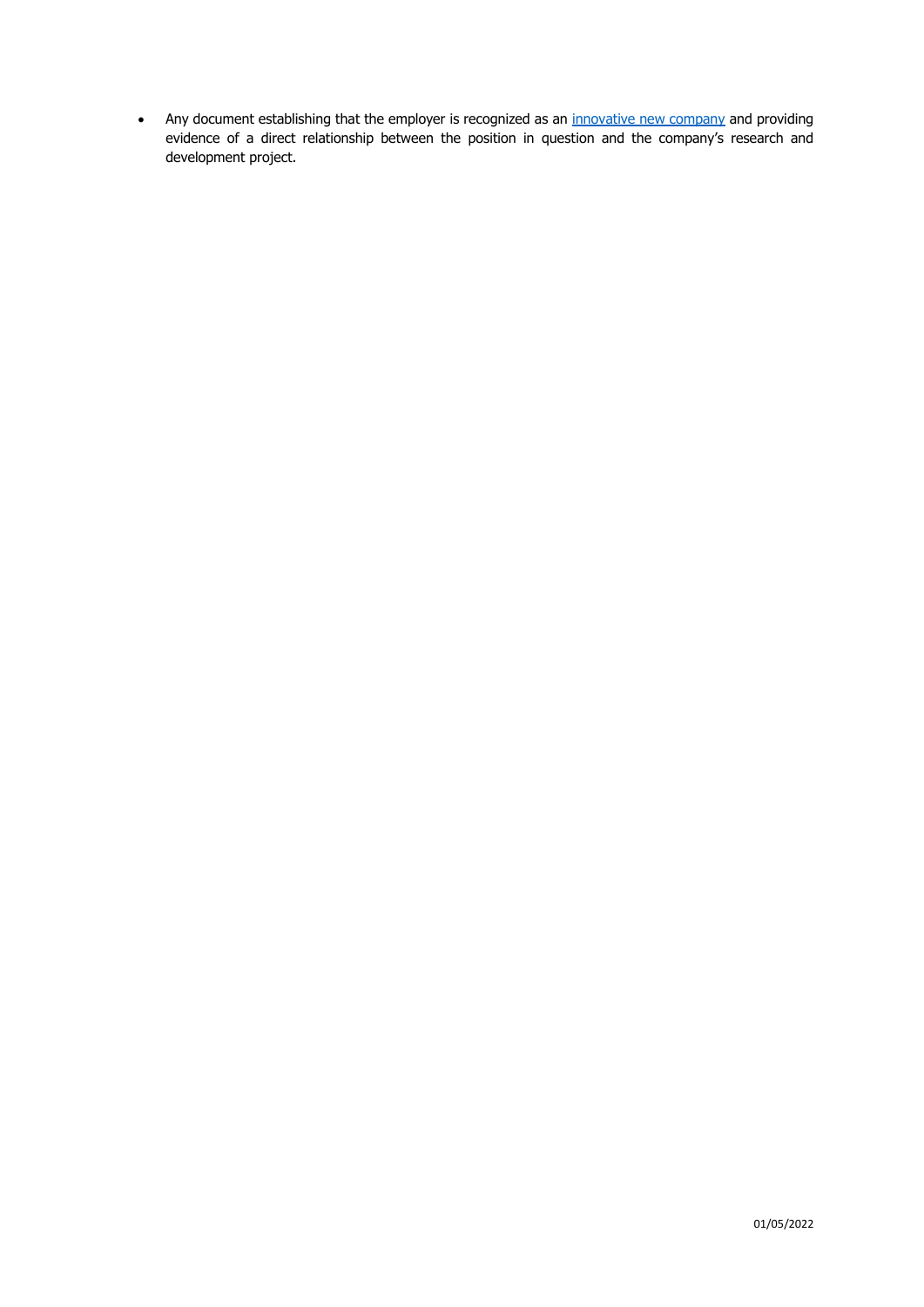- Any document establishing that the employer is recognized as an innovative new company and providing evidence of a direct relationship between the position in question and the company's research and development project.